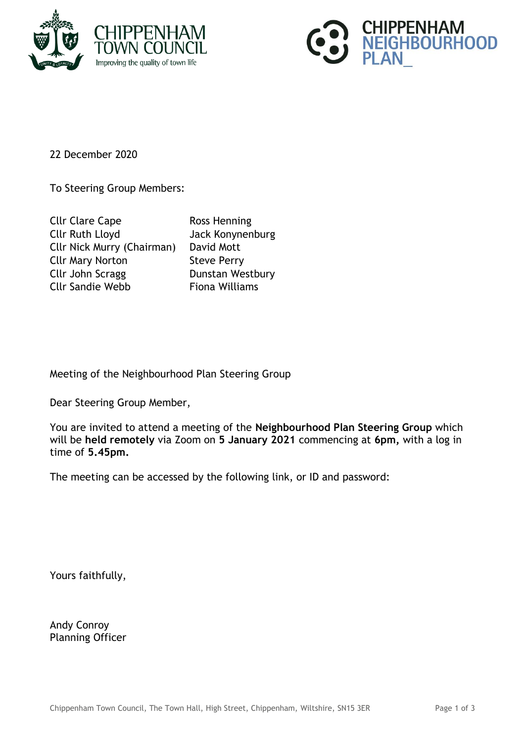22 December 2020

To Steering Group Members:

| | |
|---|---|
| Cllr Clare Cape | Ross Henning |
| Cllr Ruth Lloyd | Jack Konynenburg |
| Cllr Nick Murry (Chairman) | David Mott |
| Cllr Mary Norton | Steve Perry |
| Cllr John Scragg | Dunstan Westbury |
| Cllr Sandie Webb | Fiona Williams |

Meeting of the Neighbourhood Plan Steering Group

Dear Steering Group Member,

You are invited to attend a meeting of the **Neighbourhood Plan Steering Group** which will be **held remotely** via Zoom on **5 January 2021** commencing at **6pm,** with a log in time of **5.45pm.**

The meeting can be accessed by the following link, or ID and password:

Yours faithfully,

Andy Conroy
Planning Officer

Chippenham Town Council, The Town Hall, High Street, Chippenham, Wiltshire, SN15 3ER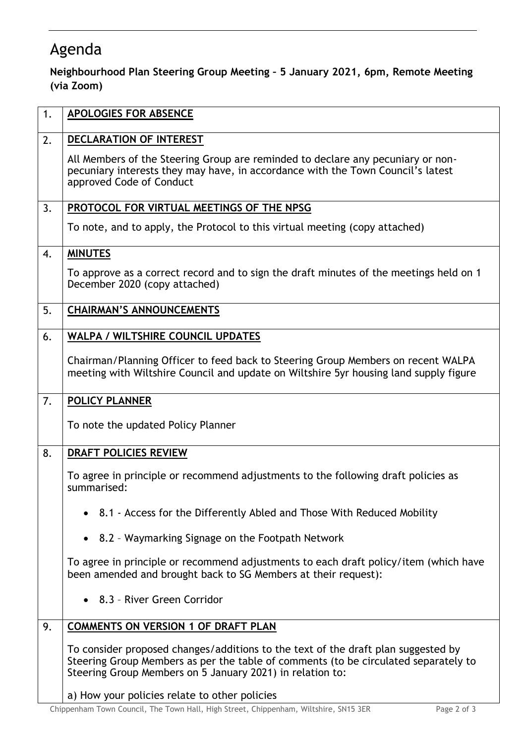# Agenda

**Neighbourhood Plan Steering Group Meeting – 5 January 2021, 6pm, Remote Meeting (via Zoom)**

| | |
|---|---|
| 1. | **APOLOGIES FOR ABSENCE** |
| 2. | **DECLARATION OF INTEREST**<br><br>All Members of the Steering Group are reminded to declare any pecuniary or non-pecuniary interests they may have, in accordance with the Town Council's latest approved Code of Conduct |
| 3. | **PROTOCOL FOR VIRTUAL MEETINGS OF THE NPSG**<br><br>To note, and to apply, the Protocol to this virtual meeting (copy attached) |
| 4. | **MINUTES**<br><br>To approve as a correct record and to sign the draft minutes of the meetings held on 1 December 2020 (copy attached) |
| 5. | **CHAIRMAN'S ANNOUNCEMENTS** |
| 6. | **WALPA / WILTSHIRE COUNCIL UPDATES**<br><br>Chairman/Planning Officer to feed back to Steering Group Members on recent WALPA meeting with Wiltshire Council and update on Wiltshire 5yr housing land supply figure |
| 7. | **POLICY PLANNER**<br><br>To note the updated Policy Planner |
| 8. | **DRAFT POLICIES REVIEW**<br><br>To agree in principle or recommend adjustments to the following draft policies as summarised:<br><br>• 8.1 - Access for the Differently Abled and Those With Reduced Mobility<br><br>• 8.2 – Waymarking Signage on the Footpath Network<br><br>To agree in principle or recommend adjustments to each draft policy/item (which have been amended and brought back to SG Members at their request):<br><br>• 8.3 – River Green Corridor |
| 9. | **COMMENTS ON VERSION 1 OF DRAFT PLAN**<br><br>To consider proposed changes/additions to the text of the draft plan suggested by Steering Group Members as per the table of comments (to be circulated separately to Steering Group Members on 5 January 2021) in relation to:<br><br>a) How your policies relate to other policies |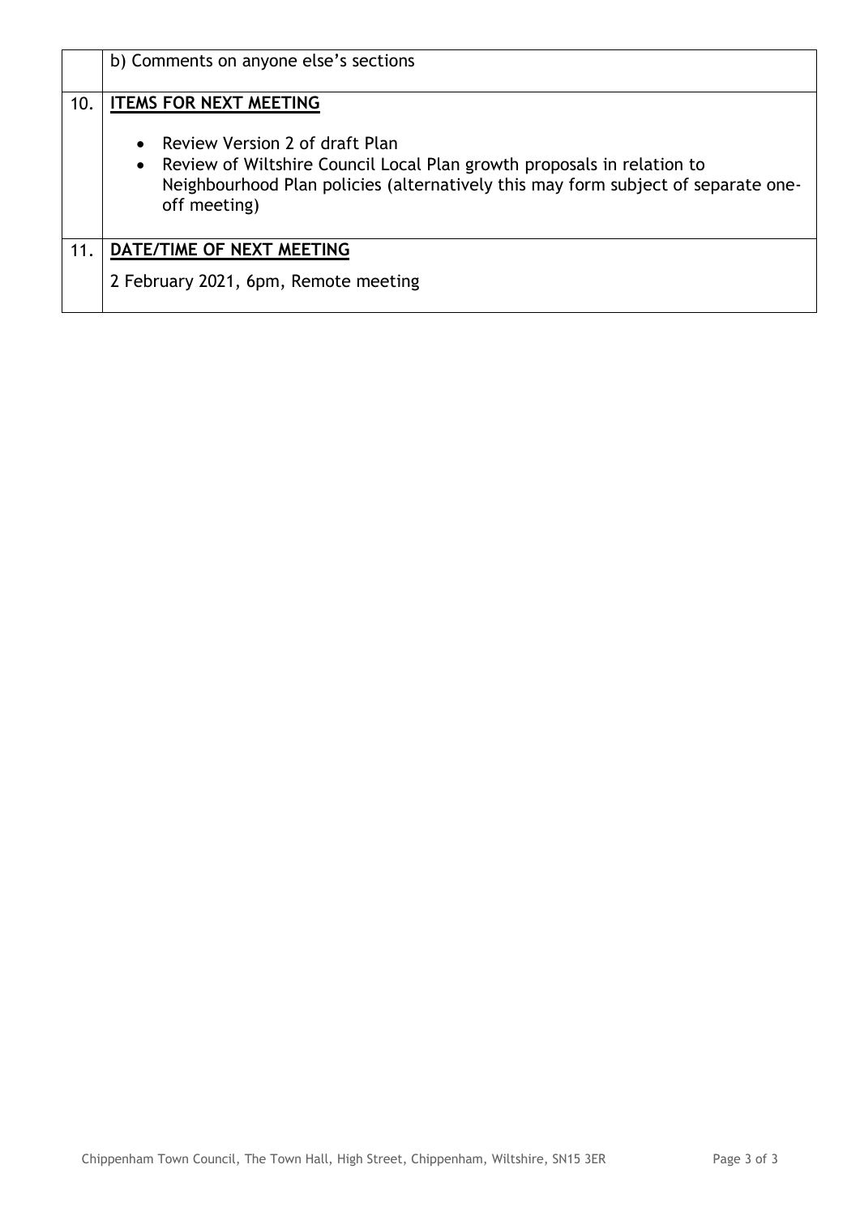| | |
|---|---|
| | b) Comments on anyone else's sections |
| 10. | **ITEMS FOR NEXT MEETING**<br><br>• Review Version 2 of draft Plan<br>• Review of Wiltshire Council Local Plan growth proposals in relation to Neighbourhood Plan policies (alternatively this may form subject of separate one-off meeting) |
| 11. | **DATE/TIME OF NEXT MEETING**<br><br>2 February 2021, 6pm, Remote meeting |